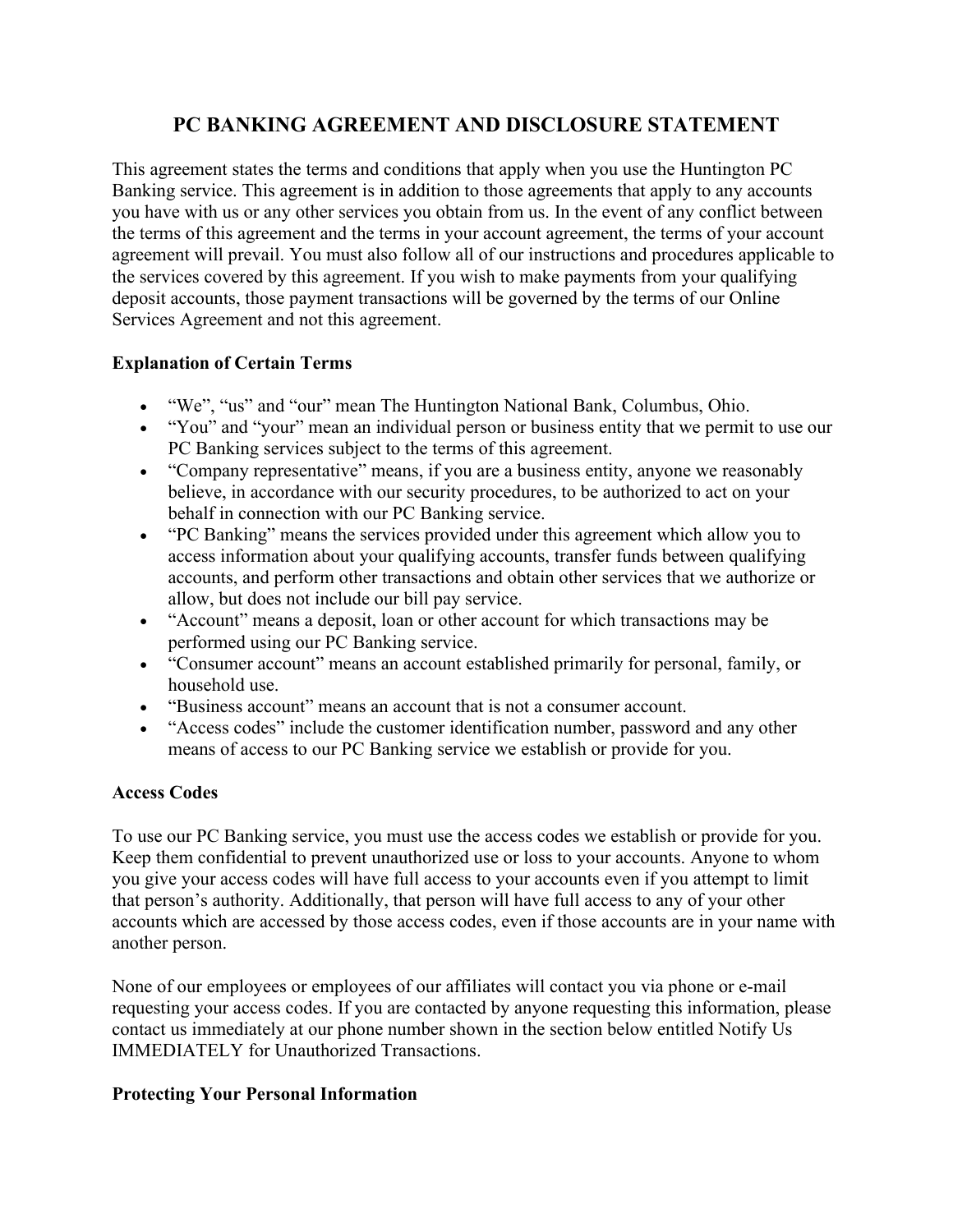# PC BANKING AGREEMENT AND DISCLOSURE STATEMENT

This agreement states the terms and conditions that apply when you use the Huntington PC Banking service. This agreement is in addition to those agreements that apply to any accounts you have with us or any other services you obtain from us. In the event of any conflict between the terms of this agreement and the terms in your account agreement, the terms of your account agreement will prevail. You must also follow all of our instructions and procedures applicable to the services covered by this agreement. If you wish to make payments from your qualifying deposit accounts, those payment transactions will be governed by the terms of our Online Services Agreement and not this agreement.

### Explanation of Certain Terms

- "We", "us" and "our" mean The Huntington National Bank, Columbus, Ohio.
- "You" and "your" mean an individual person or business entity that we permit to use our PC Banking services subject to the terms of this agreement.
- "Company representative" means, if you are a business entity, anyone we reasonably believe, in accordance with our security procedures, to be authorized to act on your behalf in connection with our PC Banking service.
- "PC Banking" means the services provided under this agreement which allow you to access information about your qualifying accounts, transfer funds between qualifying accounts, and perform other transactions and obtain other services that we authorize or allow, but does not include our bill pay service.
- "Account" means a deposit, loan or other account for which transactions may be performed using our PC Banking service.
- "Consumer account" means an account established primarily for personal, family, or household use.
- "Business account" means an account that is not a consumer account.
- "Access codes" include the customer identification number, password and any other means of access to our PC Banking service we establish or provide for you.

### Access Codes

To use our PC Banking service, you must use the access codes we establish or provide for you. Keep them confidential to prevent unauthorized use or loss to your accounts. Anyone to whom you give your access codes will have full access to your accounts even if you attempt to limit that person's authority. Additionally, that person will have full access to any of your other accounts which are accessed by those access codes, even if those accounts are in your name with another person.

None of our employees or employees of our affiliates will contact you via phone or e-mail requesting your access codes. If you are contacted by anyone requesting this information, please contact us immediately at our phone number shown in the section below entitled Notify Us IMMEDIATELY for Unauthorized Transactions.

### Protecting Your Personal Information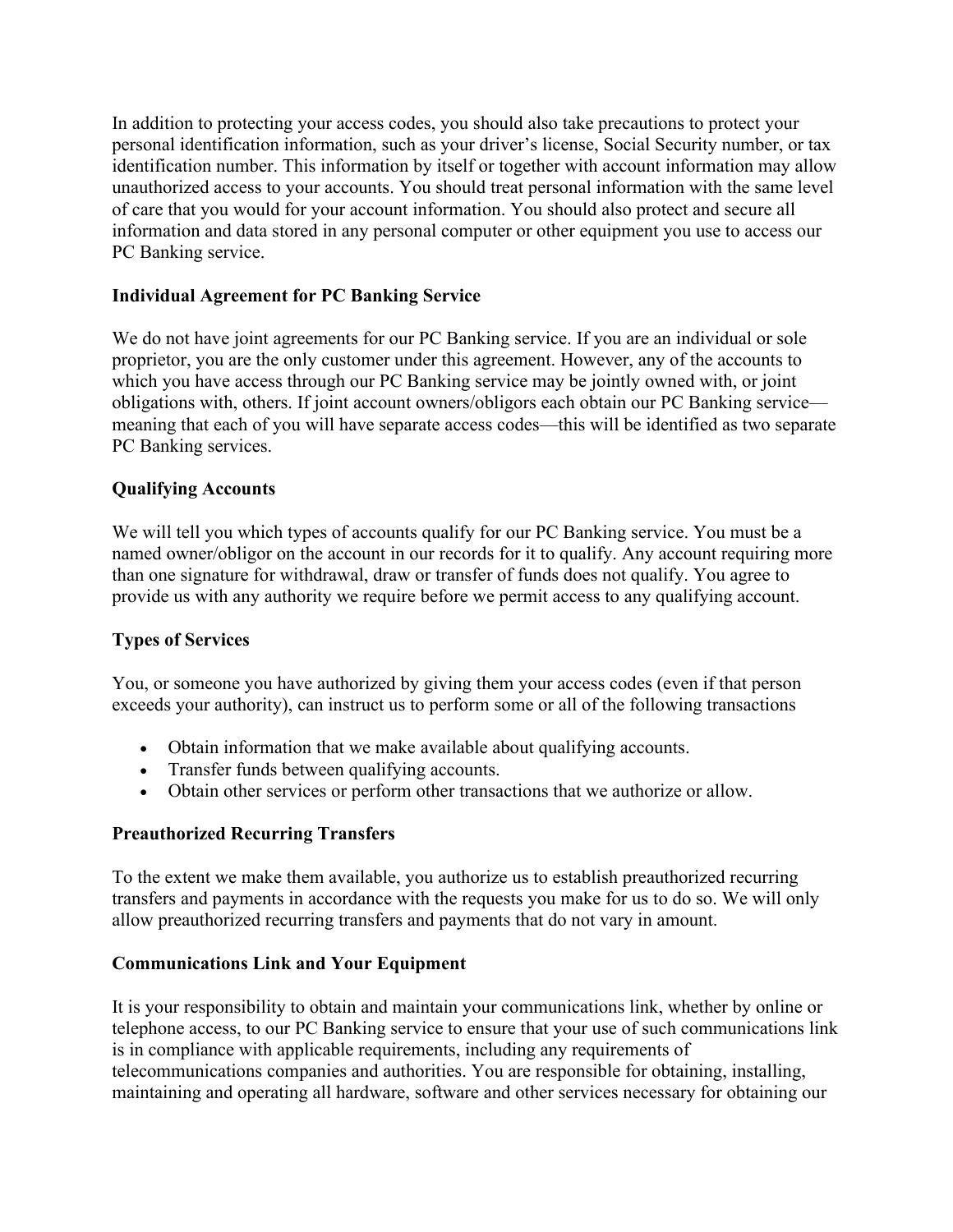In addition to protecting your access codes, you should also take precautions to protect your personal identification information, such as your driver's license, Social Security number, or tax identification number. This information by itself or together with account information may allow unauthorized access to your accounts. You should treat personal information with the same level of care that you would for your account information. You should also protect and secure all information and data stored in any personal computer or other equipment you use to access our PC Banking service.

**Individual Agreement for PC Banking Service**

We do not have joint agreements for our PC Banking service. If you are an individual or sole proprietor, you are the only customer under this agreement. However, any of the accounts to which you have access through our PC Banking service may be jointly owned with, or joint obligations with, others. If joint account owners/obligors each obtain our PC Banking service—meaning that each of you will have separate access codes—this will be identified as two separate PC Banking services.

**Qualifying Accounts**

We will tell you which types of accounts qualify for our PC Banking service. You must be a named owner/obligor on the account in our records for it to qualify. Any account requiring more than one signature for withdrawal, draw or transfer of funds does not qualify. You agree to provide us with any authority we require before we permit access to any qualifying account.

**Types of Services**

You, or someone you have authorized by giving them your access codes (even if that person exceeds your authority), can instruct us to perform some or all of the following transactions

- Obtain information that we make available about qualifying accounts.
- Transfer funds between qualifying accounts.
- Obtain other services or perform other transactions that we authorize or allow.

**Preauthorized Recurring Transfers**

To the extent we make them available, you authorize us to establish preauthorized recurring transfers and payments in accordance with the requests you make for us to do so. We will only allow preauthorized recurring transfers and payments that do not vary in amount.

**Communications Link and Your Equipment**

It is your responsibility to obtain and maintain your communications link, whether by online or telephone access, to our PC Banking service to ensure that your use of such communications link is in compliance with applicable requirements, including any requirements of telecommunications companies and authorities. You are responsible for obtaining, installing, maintaining and operating all hardware, software and other services necessary for obtaining our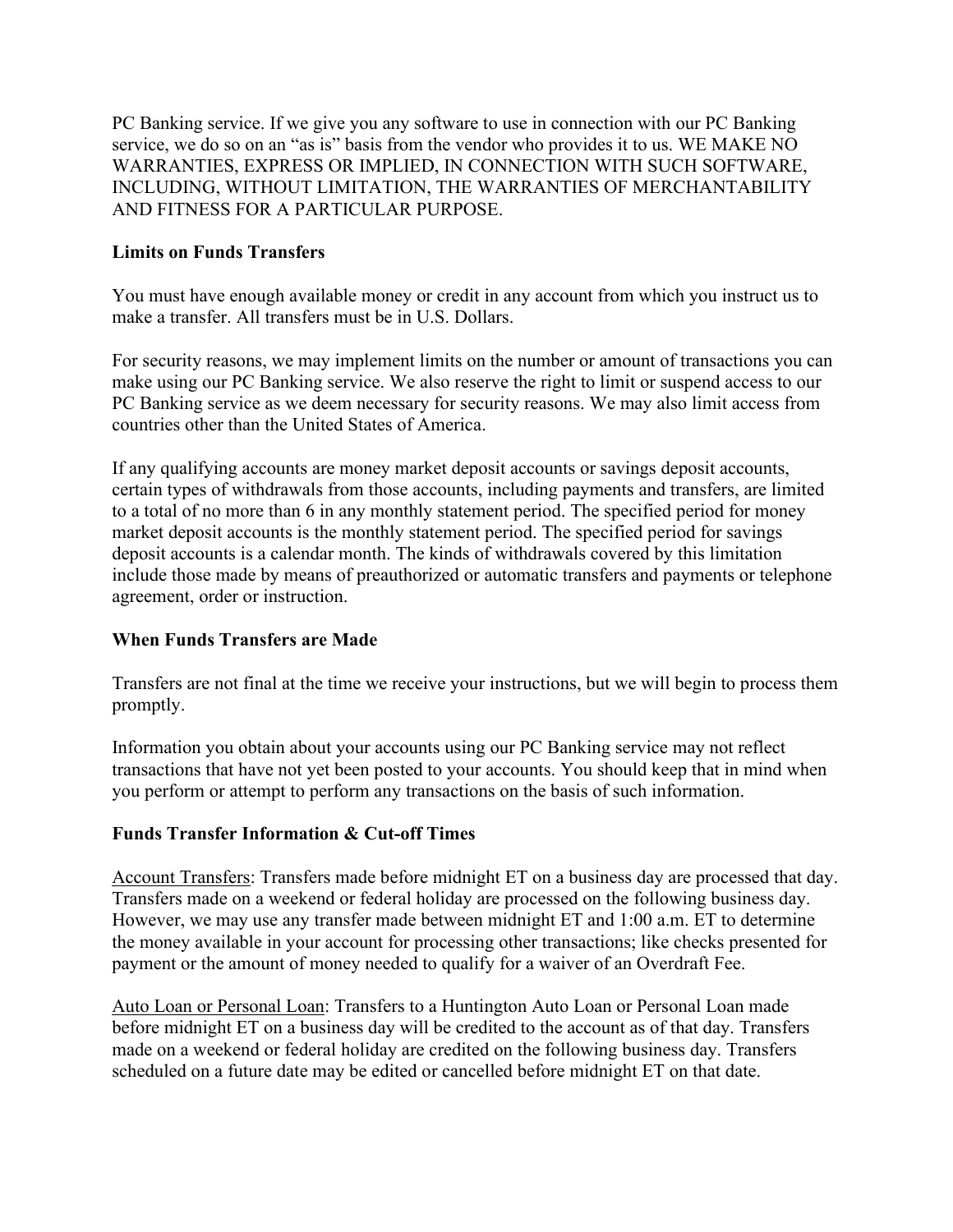PC Banking service. If we give you any software to use in connection with our PC Banking service, we do so on an "as is" basis from the vendor who provides it to us. WE MAKE NO WARRANTIES, EXPRESS OR IMPLIED, IN CONNECTION WITH SUCH SOFTWARE, INCLUDING, WITHOUT LIMITATION, THE WARRANTIES OF MERCHANTABILITY AND FITNESS FOR A PARTICULAR PURPOSE.

**Limits on Funds Transfers**

You must have enough available money or credit in any account from which you instruct us to make a transfer. All transfers must be in U.S. Dollars.

For security reasons, we may implement limits on the number or amount of transactions you can make using our PC Banking service. We also reserve the right to limit or suspend access to our PC Banking service as we deem necessary for security reasons. We may also limit access from countries other than the United States of America.

If any qualifying accounts are money market deposit accounts or savings deposit accounts, certain types of withdrawals from those accounts, including payments and transfers, are limited to a total of no more than 6 in any monthly statement period. The specified period for money market deposit accounts is the monthly statement period. The specified period for savings deposit accounts is a calendar month. The kinds of withdrawals covered by this limitation include those made by means of preauthorized or automatic transfers and payments or telephone agreement, order or instruction.

**When Funds Transfers are Made**

Transfers are not final at the time we receive your instructions, but we will begin to process them promptly.

Information you obtain about your accounts using our PC Banking service may not reflect transactions that have not yet been posted to your accounts. You should keep that in mind when you perform or attempt to perform any transactions on the basis of such information.

**Funds Transfer Information & Cut-off Times**

Account Transfers: Transfers made before midnight ET on a business day are processed that day. Transfers made on a weekend or federal holiday are processed on the following business day. However, we may use any transfer made between midnight ET and 1:00 a.m. ET to determine the money available in your account for processing other transactions; like checks presented for payment or the amount of money needed to qualify for a waiver of an Overdraft Fee.

Auto Loan or Personal Loan: Transfers to a Huntington Auto Loan or Personal Loan made before midnight ET on a business day will be credited to the account as of that day. Transfers made on a weekend or federal holiday are credited on the following business day. Transfers scheduled on a future date may be edited or cancelled before midnight ET on that date.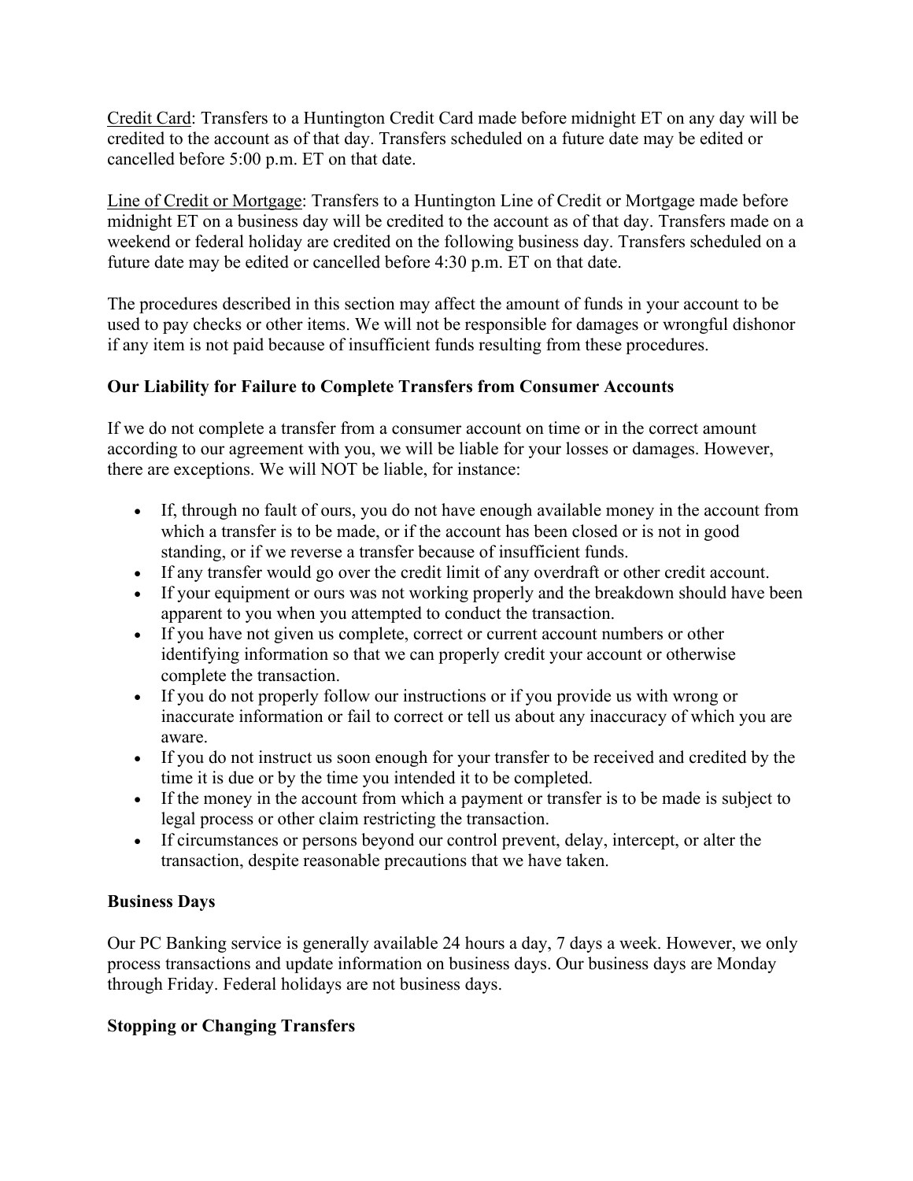Credit Card: Transfers to a Huntington Credit Card made before midnight ET on any day will be credited to the account as of that day. Transfers scheduled on a future date may be edited or cancelled before 5:00 p.m. ET on that date.

Line of Credit or Mortgage: Transfers to a Huntington Line of Credit or Mortgage made before midnight ET on a business day will be credited to the account as of that day. Transfers made on a weekend or federal holiday are credited on the following business day. Transfers scheduled on a future date may be edited or cancelled before 4:30 p.m. ET on that date.

The procedures described in this section may affect the amount of funds in your account to be used to pay checks or other items. We will not be responsible for damages or wrongful dishonor if any item is not paid because of insufficient funds resulting from these procedures.

**Our Liability for Failure to Complete Transfers from Consumer Accounts**

If we do not complete a transfer from a consumer account on time or in the correct amount according to our agreement with you, we will be liable for your losses or damages. However, there are exceptions. We will NOT be liable, for instance:

- If, through no fault of ours, you do not have enough available money in the account from which a transfer is to be made, or if the account has been closed or is not in good standing, or if we reverse a transfer because of insufficient funds.
- If any transfer would go over the credit limit of any overdraft or other credit account.
- If your equipment or ours was not working properly and the breakdown should have been apparent to you when you attempted to conduct the transaction.
- If you have not given us complete, correct or current account numbers or other identifying information so that we can properly credit your account or otherwise complete the transaction.
- If you do not properly follow our instructions or if you provide us with wrong or inaccurate information or fail to correct or tell us about any inaccuracy of which you are aware.
- If you do not instruct us soon enough for your transfer to be received and credited by the time it is due or by the time you intended it to be completed.
- If the money in the account from which a payment or transfer is to be made is subject to legal process or other claim restricting the transaction.
- If circumstances or persons beyond our control prevent, delay, intercept, or alter the transaction, despite reasonable precautions that we have taken.

**Business Days**

Our PC Banking service is generally available 24 hours a day, 7 days a week. However, we only process transactions and update information on business days. Our business days are Monday through Friday. Federal holidays are not business days.

**Stopping or Changing Transfers**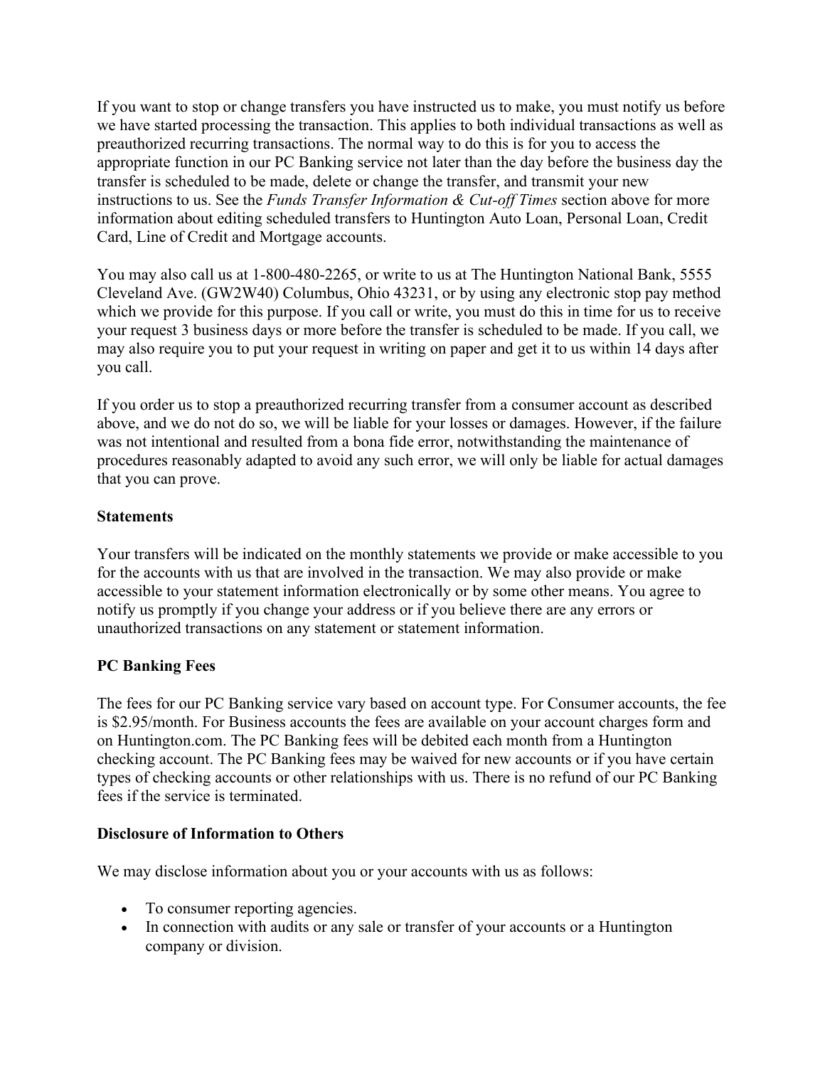If you want to stop or change transfers you have instructed us to make, you must notify us before we have started processing the transaction. This applies to both individual transactions as well as preauthorized recurring transactions. The normal way to do this is for you to access the appropriate function in our PC Banking service not later than the day before the business day the transfer is scheduled to be made, delete or change the transfer, and transmit your new instructions to us. See the *Funds Transfer Information & Cut-off Times* section above for more information about editing scheduled transfers to Huntington Auto Loan, Personal Loan, Credit Card, Line of Credit and Mortgage accounts.

You may also call us at 1-800-480-2265, or write to us at The Huntington National Bank, 5555 Cleveland Ave. (GW2W40) Columbus, Ohio 43231, or by using any electronic stop pay method which we provide for this purpose. If you call or write, you must do this in time for us to receive your request 3 business days or more before the transfer is scheduled to be made. If you call, we may also require you to put your request in writing on paper and get it to us within 14 days after you call.

If you order us to stop a preauthorized recurring transfer from a consumer account as described above, and we do not do so, we will be liable for your losses or damages. However, if the failure was not intentional and resulted from a bona fide error, notwithstanding the maintenance of procedures reasonably adapted to avoid any such error, we will only be liable for actual damages that you can prove.

**Statements**

Your transfers will be indicated on the monthly statements we provide or make accessible to you for the accounts with us that are involved in the transaction. We may also provide or make accessible to your statement information electronically or by some other means. You agree to notify us promptly if you change your address or if you believe there are any errors or unauthorized transactions on any statement or statement information.

**PC Banking Fees**

The fees for our PC Banking service vary based on account type. For Consumer accounts, the fee is $2.95/month. For Business accounts the fees are available on your account charges form and on Huntington.com. The PC Banking fees will be debited each month from a Huntington checking account. The PC Banking fees may be waived for new accounts or if you have certain types of checking accounts or other relationships with us. There is no refund of our PC Banking fees if the service is terminated.

**Disclosure of Information to Others**

We may disclose information about you or your accounts with us as follows:

- To consumer reporting agencies.
- In connection with audits or any sale or transfer of your accounts or a Huntington company or division.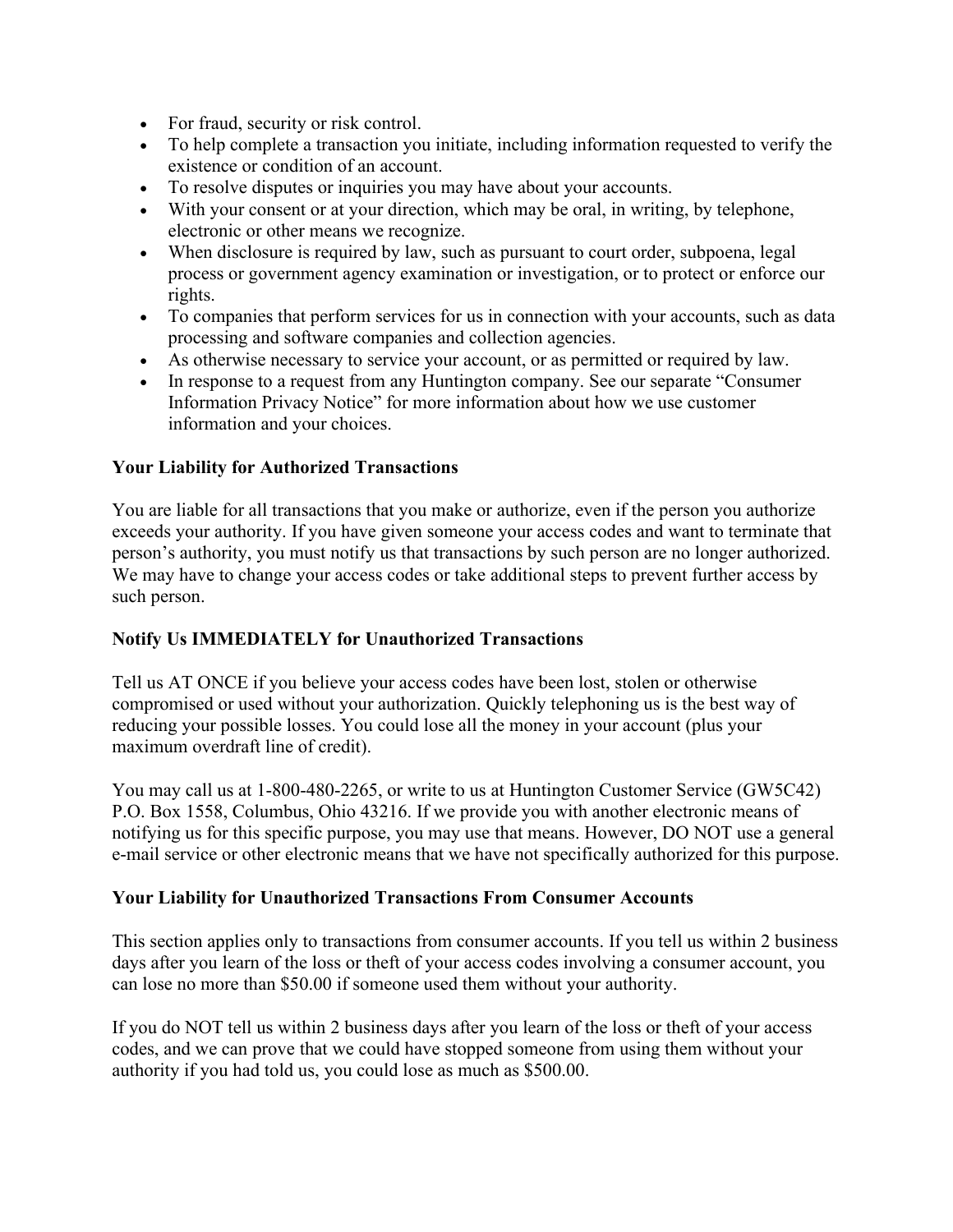- For fraud, security or risk control.
- To help complete a transaction you initiate, including information requested to verify the existence or condition of an account.
- To resolve disputes or inquiries you may have about your accounts.
- With your consent or at your direction, which may be oral, in writing, by telephone, electronic or other means we recognize.
- When disclosure is required by law, such as pursuant to court order, subpoena, legal process or government agency examination or investigation, or to protect or enforce our rights.
- To companies that perform services for us in connection with your accounts, such as data processing and software companies and collection agencies.
- As otherwise necessary to service your account, or as permitted or required by law.
- In response to a request from any Huntington company. See our separate "Consumer Information Privacy Notice" for more information about how we use customer information and your choices.

**Your Liability for Authorized Transactions**

You are liable for all transactions that you make or authorize, even if the person you authorize exceeds your authority. If you have given someone your access codes and want to terminate that person's authority, you must notify us that transactions by such person are no longer authorized. We may have to change your access codes or take additional steps to prevent further access by such person.

**Notify Us IMMEDIATELY for Unauthorized Transactions**

Tell us AT ONCE if you believe your access codes have been lost, stolen or otherwise compromised or used without your authorization. Quickly telephoning us is the best way of reducing your possible losses. You could lose all the money in your account (plus your maximum overdraft line of credit).

You may call us at 1-800-480-2265, or write to us at Huntington Customer Service (GW5C42) P.O. Box 1558, Columbus, Ohio 43216. If we provide you with another electronic means of notifying us for this specific purpose, you may use that means. However, DO NOT use a general e-mail service or other electronic means that we have not specifically authorized for this purpose.

**Your Liability for Unauthorized Transactions From Consumer Accounts**

This section applies only to transactions from consumer accounts. If you tell us within 2 business days after you learn of the loss or theft of your access codes involving a consumer account, you can lose no more than $50.00 if someone used them without your authority.

If you do NOT tell us within 2 business days after you learn of the loss or theft of your access codes, and we can prove that we could have stopped someone from using them without your authority if you had told us, you could lose as much as $500.00.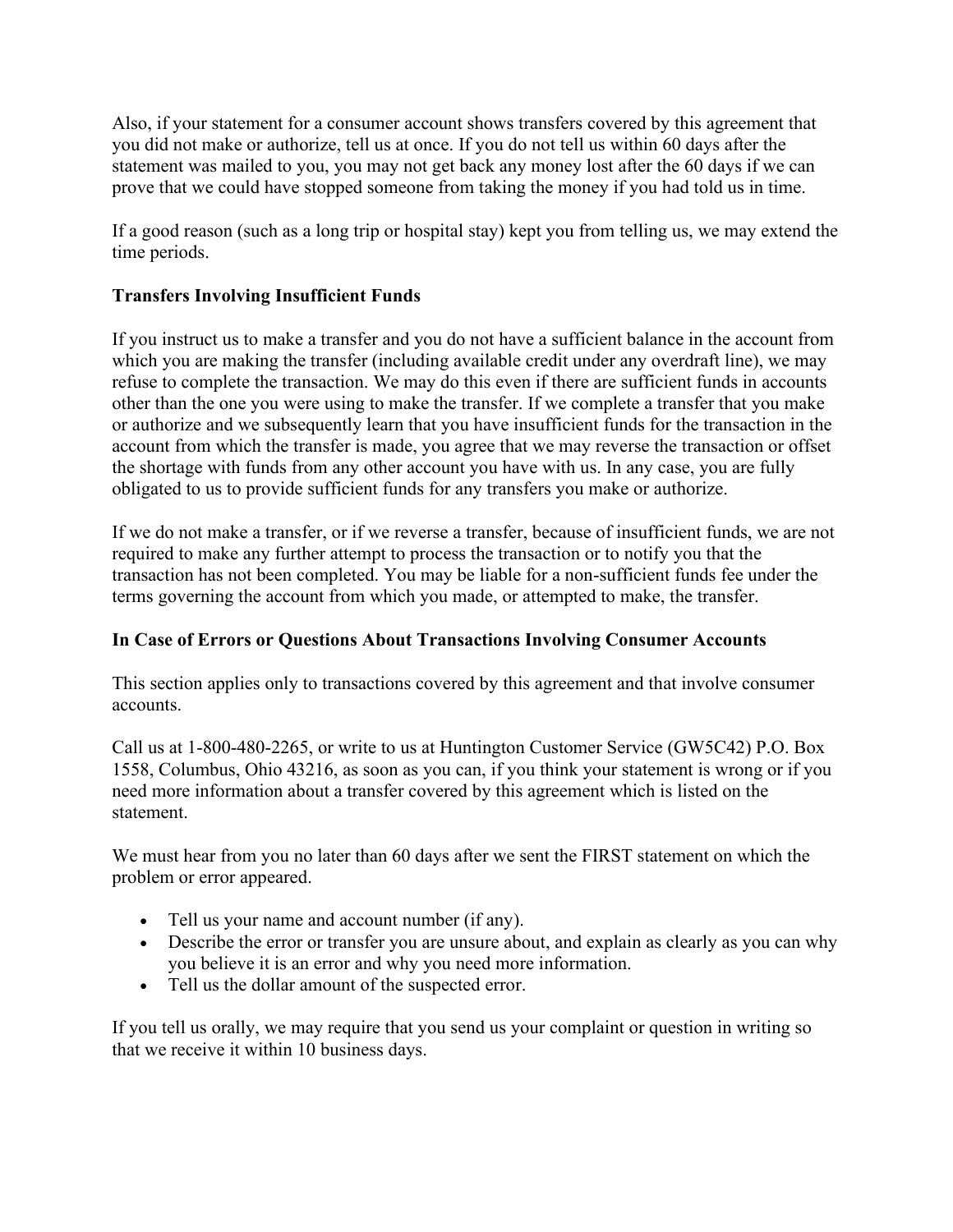Also, if your statement for a consumer account shows transfers covered by this agreement that you did not make or authorize, tell us at once. If you do not tell us within 60 days after the statement was mailed to you, you may not get back any money lost after the 60 days if we can prove that we could have stopped someone from taking the money if you had told us in time.

If a good reason (such as a long trip or hospital stay) kept you from telling us, we may extend the time periods.

**Transfers Involving Insufficient Funds**

If you instruct us to make a transfer and you do not have a sufficient balance in the account from which you are making the transfer (including available credit under any overdraft line), we may refuse to complete the transaction. We may do this even if there are sufficient funds in accounts other than the one you were using to make the transfer. If we complete a transfer that you make or authorize and we subsequently learn that you have insufficient funds for the transaction in the account from which the transfer is made, you agree that we may reverse the transaction or offset the shortage with funds from any other account you have with us. In any case, you are fully obligated to us to provide sufficient funds for any transfers you make or authorize.

If we do not make a transfer, or if we reverse a transfer, because of insufficient funds, we are not required to make any further attempt to process the transaction or to notify you that the transaction has not been completed. You may be liable for a non-sufficient funds fee under the terms governing the account from which you made, or attempted to make, the transfer.

**In Case of Errors or Questions About Transactions Involving Consumer Accounts**

This section applies only to transactions covered by this agreement and that involve consumer accounts.

Call us at 1-800-480-2265, or write to us at Huntington Customer Service (GW5C42) P.O. Box 1558, Columbus, Ohio 43216, as soon as you can, if you think your statement is wrong or if you need more information about a transfer covered by this agreement which is listed on the statement.

We must hear from you no later than 60 days after we sent the FIRST statement on which the problem or error appeared.

- Tell us your name and account number (if any).
- Describe the error or transfer you are unsure about, and explain as clearly as you can why you believe it is an error and why you need more information.
- Tell us the dollar amount of the suspected error.

If you tell us orally, we may require that you send us your complaint or question in writing so that we receive it within 10 business days.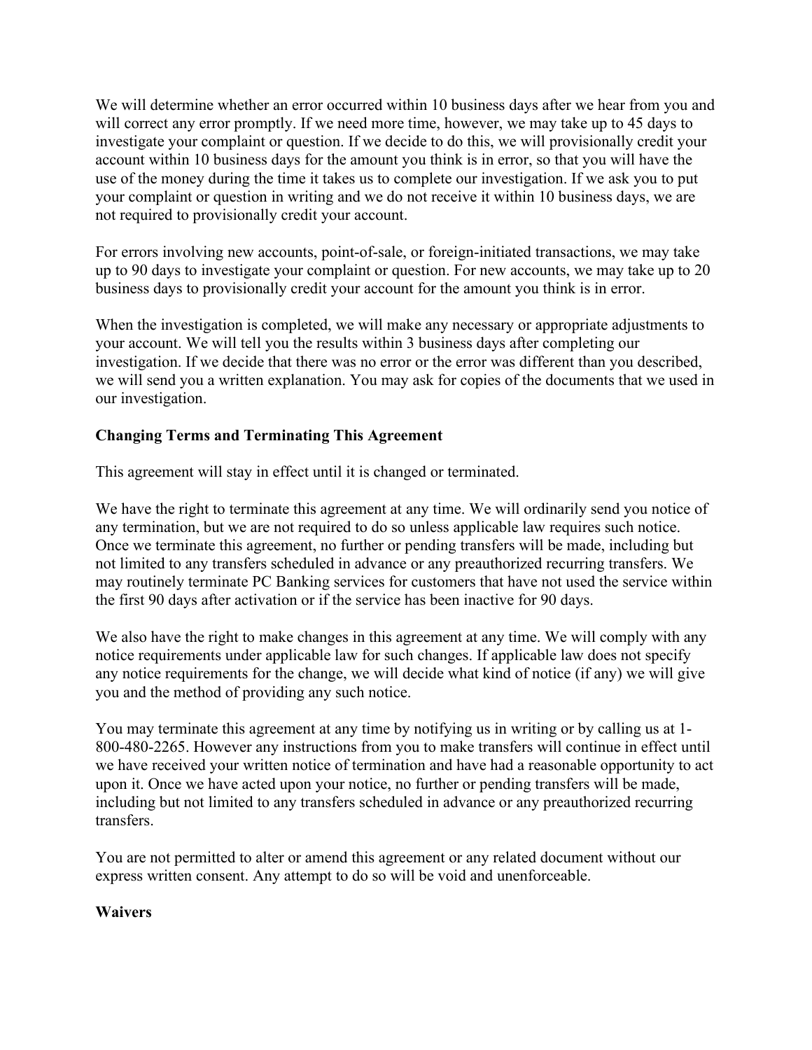We will determine whether an error occurred within 10 business days after we hear from you and will correct any error promptly. If we need more time, however, we may take up to 45 days to investigate your complaint or question. If we decide to do this, we will provisionally credit your account within 10 business days for the amount you think is in error, so that you will have the use of the money during the time it takes us to complete our investigation. If we ask you to put your complaint or question in writing and we do not receive it within 10 business days, we are not required to provisionally credit your account.

For errors involving new accounts, point-of-sale, or foreign-initiated transactions, we may take up to 90 days to investigate your complaint or question. For new accounts, we may take up to 20 business days to provisionally credit your account for the amount you think is in error.

When the investigation is completed, we will make any necessary or appropriate adjustments to your account. We will tell you the results within 3 business days after completing our investigation. If we decide that there was no error or the error was different than you described, we will send you a written explanation. You may ask for copies of the documents that we used in our investigation.

**Changing Terms and Terminating This Agreement**

This agreement will stay in effect until it is changed or terminated.

We have the right to terminate this agreement at any time. We will ordinarily send you notice of any termination, but we are not required to do so unless applicable law requires such notice. Once we terminate this agreement, no further or pending transfers will be made, including but not limited to any transfers scheduled in advance or any preauthorized recurring transfers. We may routinely terminate PC Banking services for customers that have not used the service within the first 90 days after activation or if the service has been inactive for 90 days.

We also have the right to make changes in this agreement at any time. We will comply with any notice requirements under applicable law for such changes. If applicable law does not specify any notice requirements for the change, we will decide what kind of notice (if any) we will give you and the method of providing any such notice.

You may terminate this agreement at any time by notifying us in writing or by calling us at 1-800-480-2265. However any instructions from you to make transfers will continue in effect until we have received your written notice of termination and have had a reasonable opportunity to act upon it. Once we have acted upon your notice, no further or pending transfers will be made, including but not limited to any transfers scheduled in advance or any preauthorized recurring transfers.

You are not permitted to alter or amend this agreement or any related document without our express written consent. Any attempt to do so will be void and unenforceable.

**Waivers**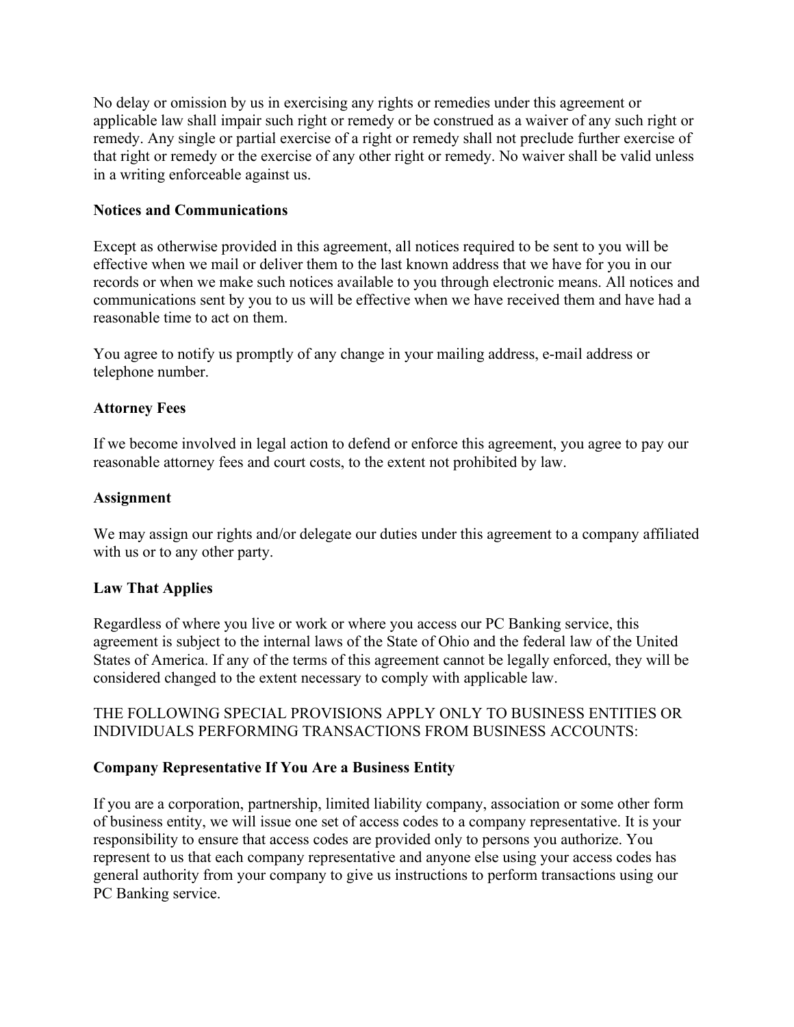No delay or omission by us in exercising any rights or remedies under this agreement or applicable law shall impair such right or remedy or be construed as a waiver of any such right or remedy. Any single or partial exercise of a right or remedy shall not preclude further exercise of that right or remedy or the exercise of any other right or remedy. No waiver shall be valid unless in a writing enforceable against us.

**Notices and Communications**

Except as otherwise provided in this agreement, all notices required to be sent to you will be effective when we mail or deliver them to the last known address that we have for you in our records or when we make such notices available to you through electronic means. All notices and communications sent by you to us will be effective when we have received them and have had a reasonable time to act on them.

You agree to notify us promptly of any change in your mailing address, e-mail address or telephone number.

**Attorney Fees**

If we become involved in legal action to defend or enforce this agreement, you agree to pay our reasonable attorney fees and court costs, to the extent not prohibited by law.

**Assignment**

We may assign our rights and/or delegate our duties under this agreement to a company affiliated with us or to any other party.

**Law That Applies**

Regardless of where you live or work or where you access our PC Banking service, this agreement is subject to the internal laws of the State of Ohio and the federal law of the United States of America. If any of the terms of this agreement cannot be legally enforced, they will be considered changed to the extent necessary to comply with applicable law.

THE FOLLOWING SPECIAL PROVISIONS APPLY ONLY TO BUSINESS ENTITIES OR INDIVIDUALS PERFORMING TRANSACTIONS FROM BUSINESS ACCOUNTS:

**Company Representative If You Are a Business Entity**

If you are a corporation, partnership, limited liability company, association or some other form of business entity, we will issue one set of access codes to a company representative. It is your responsibility to ensure that access codes are provided only to persons you authorize. You represent to us that each company representative and anyone else using your access codes has general authority from your company to give us instructions to perform transactions using our PC Banking service.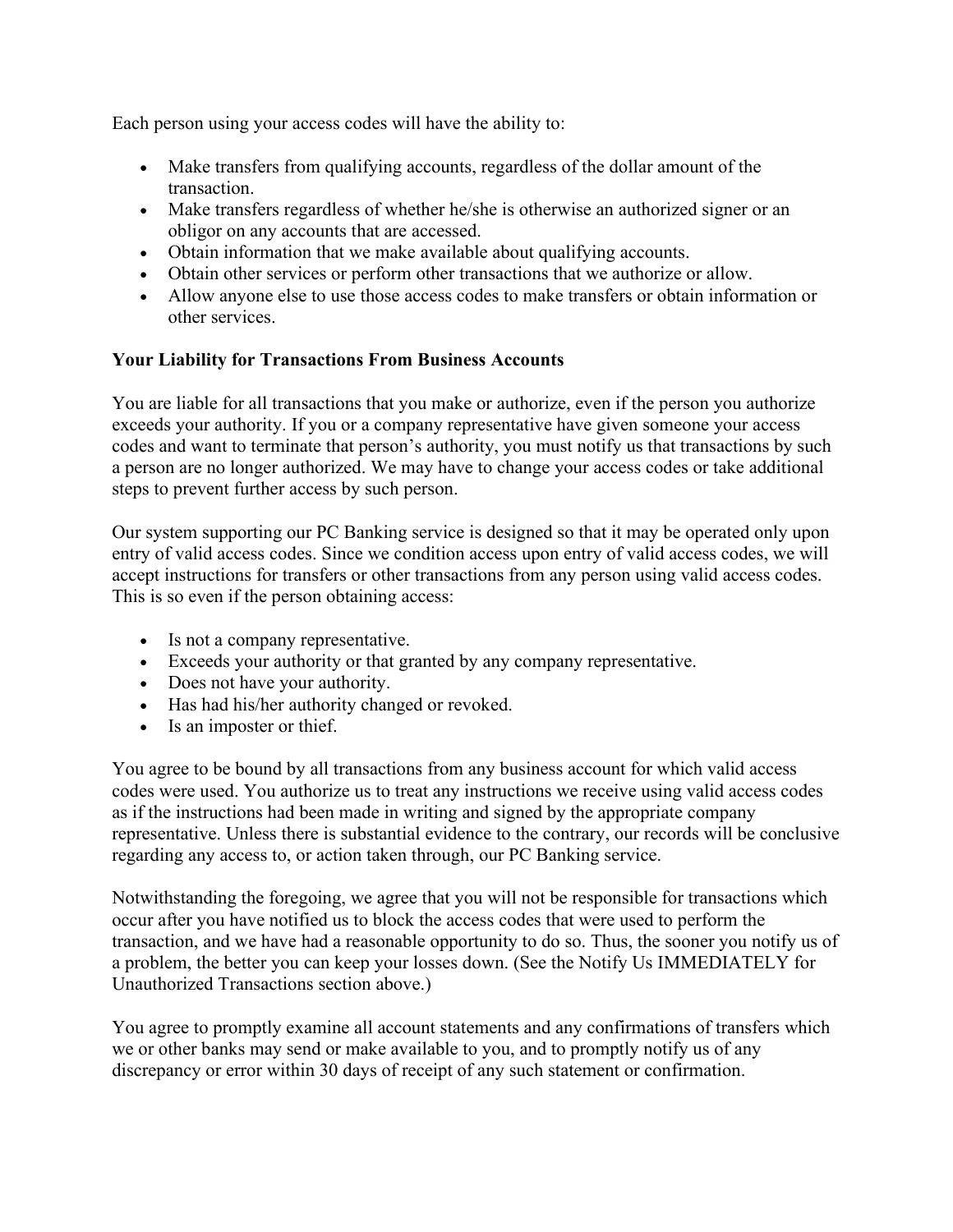Each person using your access codes will have the ability to:

- Make transfers from qualifying accounts, regardless of the dollar amount of the transaction.
- Make transfers regardless of whether he/she is otherwise an authorized signer or an obligor on any accounts that are accessed.
- Obtain information that we make available about qualifying accounts.
- Obtain other services or perform other transactions that we authorize or allow.
- Allow anyone else to use those access codes to make transfers or obtain information or other services.

**Your Liability for Transactions From Business Accounts**

You are liable for all transactions that you make or authorize, even if the person you authorize exceeds your authority. If you or a company representative have given someone your access codes and want to terminate that person's authority, you must notify us that transactions by such a person are no longer authorized. We may have to change your access codes or take additional steps to prevent further access by such person.

Our system supporting our PC Banking service is designed so that it may be operated only upon entry of valid access codes. Since we condition access upon entry of valid access codes, we will accept instructions for transfers or other transactions from any person using valid access codes. This is so even if the person obtaining access:

- Is not a company representative.
- Exceeds your authority or that granted by any company representative.
- Does not have your authority.
- Has had his/her authority changed or revoked.
- Is an imposter or thief.

You agree to be bound by all transactions from any business account for which valid access codes were used. You authorize us to treat any instructions we receive using valid access codes as if the instructions had been made in writing and signed by the appropriate company representative. Unless there is substantial evidence to the contrary, our records will be conclusive regarding any access to, or action taken through, our PC Banking service.

Notwithstanding the foregoing, we agree that you will not be responsible for transactions which occur after you have notified us to block the access codes that were used to perform the transaction, and we have had a reasonable opportunity to do so. Thus, the sooner you notify us of a problem, the better you can keep your losses down. (See the Notify Us IMMEDIATELY for Unauthorized Transactions section above.)

You agree to promptly examine all account statements and any confirmations of transfers which we or other banks may send or make available to you, and to promptly notify us of any discrepancy or error within 30 days of receipt of any such statement or confirmation.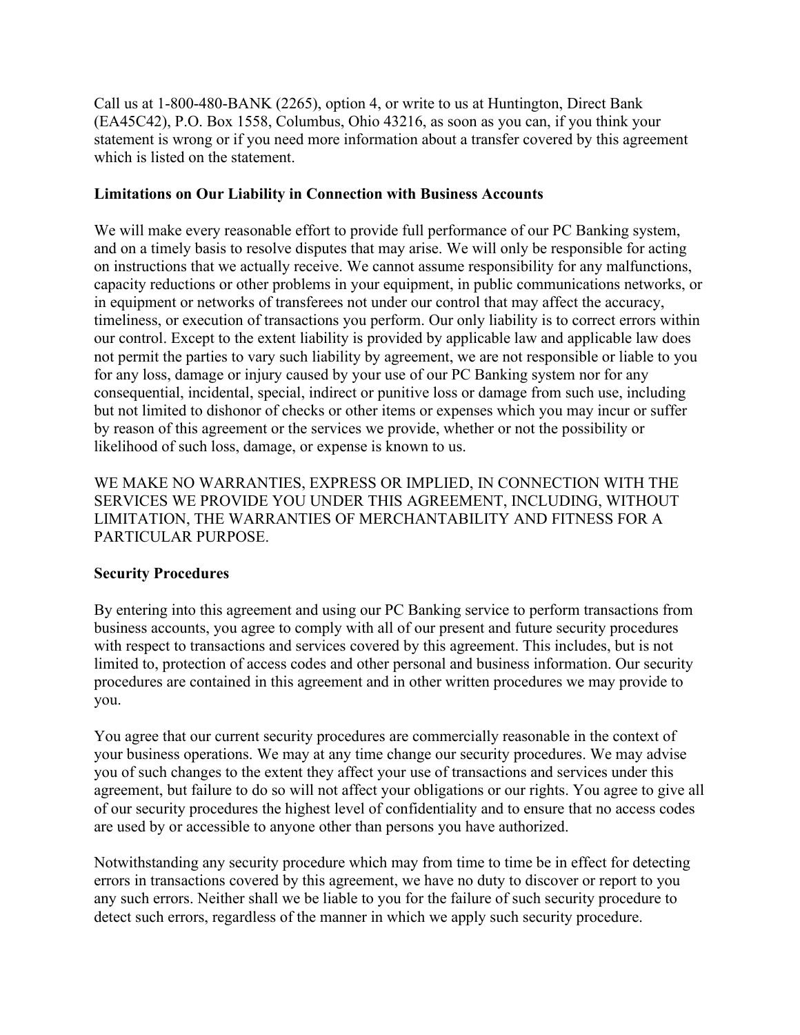Call us at 1-800-480-BANK (2265), option 4, or write to us at Huntington, Direct Bank (EA45C42), P.O. Box 1558, Columbus, Ohio 43216, as soon as you can, if you think your statement is wrong or if you need more information about a transfer covered by this agreement which is listed on the statement.

**Limitations on Our Liability in Connection with Business Accounts**

We will make every reasonable effort to provide full performance of our PC Banking system, and on a timely basis to resolve disputes that may arise. We will only be responsible for acting on instructions that we actually receive. We cannot assume responsibility for any malfunctions, capacity reductions or other problems in your equipment, in public communications networks, or in equipment or networks of transferees not under our control that may affect the accuracy, timeliness, or execution of transactions you perform. Our only liability is to correct errors within our control. Except to the extent liability is provided by applicable law and applicable law does not permit the parties to vary such liability by agreement, we are not responsible or liable to you for any loss, damage or injury caused by your use of our PC Banking system nor for any consequential, incidental, special, indirect or punitive loss or damage from such use, including but not limited to dishonor of checks or other items or expenses which you may incur or suffer by reason of this agreement or the services we provide, whether or not the possibility or likelihood of such loss, damage, or expense is known to us.

WE MAKE NO WARRANTIES, EXPRESS OR IMPLIED, IN CONNECTION WITH THE SERVICES WE PROVIDE YOU UNDER THIS AGREEMENT, INCLUDING, WITHOUT LIMITATION, THE WARRANTIES OF MERCHANTABILITY AND FITNESS FOR A PARTICULAR PURPOSE.

**Security Procedures**

By entering into this agreement and using our PC Banking service to perform transactions from business accounts, you agree to comply with all of our present and future security procedures with respect to transactions and services covered by this agreement. This includes, but is not limited to, protection of access codes and other personal and business information. Our security procedures are contained in this agreement and in other written procedures we may provide to you.

You agree that our current security procedures are commercially reasonable in the context of your business operations. We may at any time change our security procedures. We may advise you of such changes to the extent they affect your use of transactions and services under this agreement, but failure to do so will not affect your obligations or our rights. You agree to give all of our security procedures the highest level of confidentiality and to ensure that no access codes are used by or accessible to anyone other than persons you have authorized.

Notwithstanding any security procedure which may from time to time be in effect for detecting errors in transactions covered by this agreement, we have no duty to discover or report to you any such errors. Neither shall we be liable to you for the failure of such security procedure to detect such errors, regardless of the manner in which we apply such security procedure.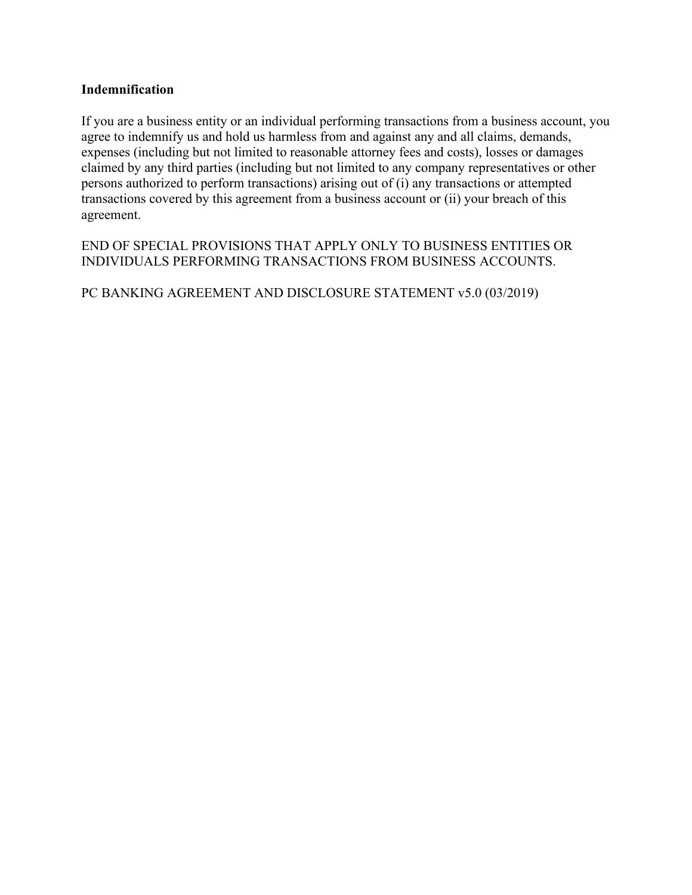**Indemnification**

If you are a business entity or an individual performing transactions from a business account, you agree to indemnify us and hold us harmless from and against any and all claims, demands, expenses (including but not limited to reasonable attorney fees and costs), losses or damages claimed by any third parties (including but not limited to any company representatives or other persons authorized to perform transactions) arising out of (i) any transactions or attempted transactions covered by this agreement from a business account or (ii) your breach of this agreement.

END OF SPECIAL PROVISIONS THAT APPLY ONLY TO BUSINESS ENTITIES OR INDIVIDUALS PERFORMING TRANSACTIONS FROM BUSINESS ACCOUNTS.

PC BANKING AGREEMENT AND DISCLOSURE STATEMENT v5.0 (03/2019)